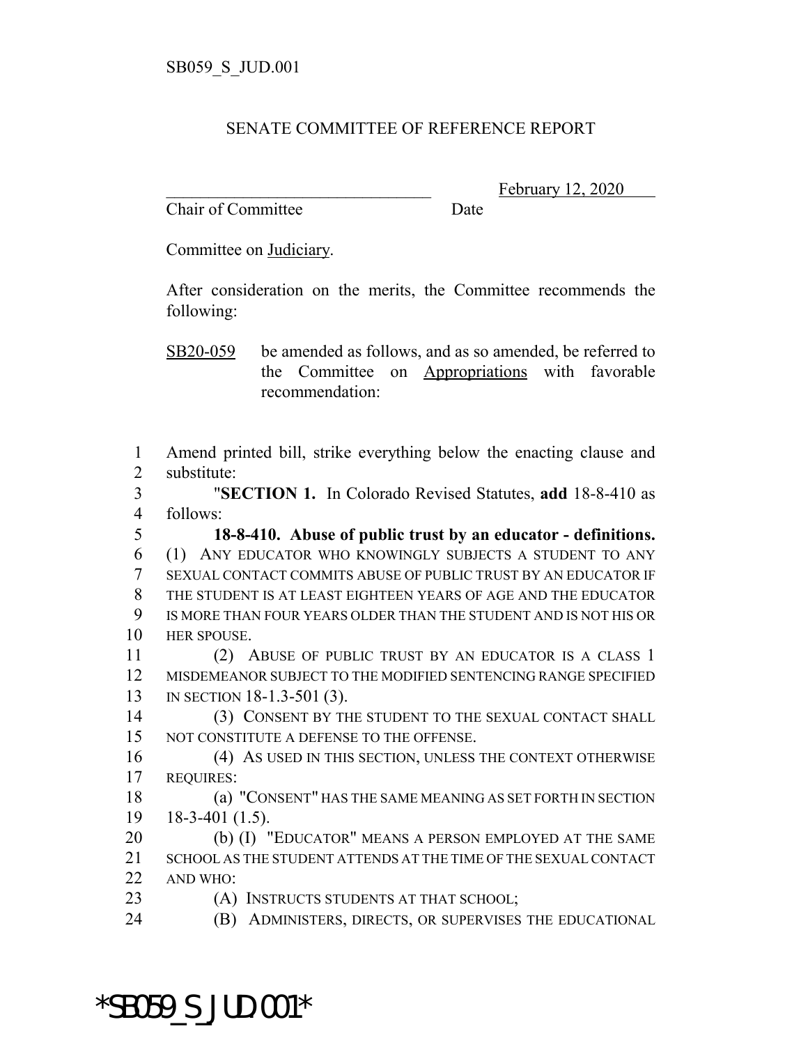SB059_S_JUD.001

# SENATE COMMITTEE OF REFERENCE REPORT

________________________________ February 12, 2020
Chair of Committee Date

Committee on Judiciary.

After consideration on the merits, the Committee recommends the following:

SB20-059 be amended as follows, and as so amended, be referred to the Committee on Appropriations with favorable recommendation:

1 Amend printed bill, strike everything below the enacting clause and
2 substitute:
3 "**SECTION 1.** In Colorado Revised Statutes, **add** 18-8-410 as
4 follows:
5 **18-8-410. Abuse of public trust by an educator - definitions.**
6 (1) ANY EDUCATOR WHO KNOWINGLY SUBJECTS A STUDENT TO ANY
7 SEXUAL CONTACT COMMITS ABUSE OF PUBLIC TRUST BY AN EDUCATOR IF
8 THE STUDENT IS AT LEAST EIGHTEEN YEARS OF AGE AND THE EDUCATOR
9 IS MORE THAN FOUR YEARS OLDER THAN THE STUDENT AND IS NOT HIS OR
10 HER SPOUSE.
11 (2) ABUSE OF PUBLIC TRUST BY AN EDUCATOR IS A CLASS 1
12 MISDEMEANOR SUBJECT TO THE MODIFIED SENTENCING RANGE SPECIFIED
13 IN SECTION 18-1.3-501 (3).
14 (3) CONSENT BY THE STUDENT TO THE SEXUAL CONTACT SHALL
15 NOT CONSTITUTE A DEFENSE TO THE OFFENSE.
16 (4) AS USED IN THIS SECTION, UNLESS THE CONTEXT OTHERWISE
17 REQUIRES:
18 (a) "CONSENT" HAS THE SAME MEANING AS SET FORTH IN SECTION
19 18-3-401 (1.5).
20 (b) (I) "EDUCATOR" MEANS A PERSON EMPLOYED AT THE SAME
21 SCHOOL AS THE STUDENT ATTENDS AT THE TIME OF THE SEXUAL CONTACT
22 AND WHO:
23 (A) INSTRUCTS STUDENTS AT THAT SCHOOL;
24 (B) ADMINISTERS, DIRECTS, OR SUPERVISES THE EDUCATIONAL

*SB059_S_JUD.001*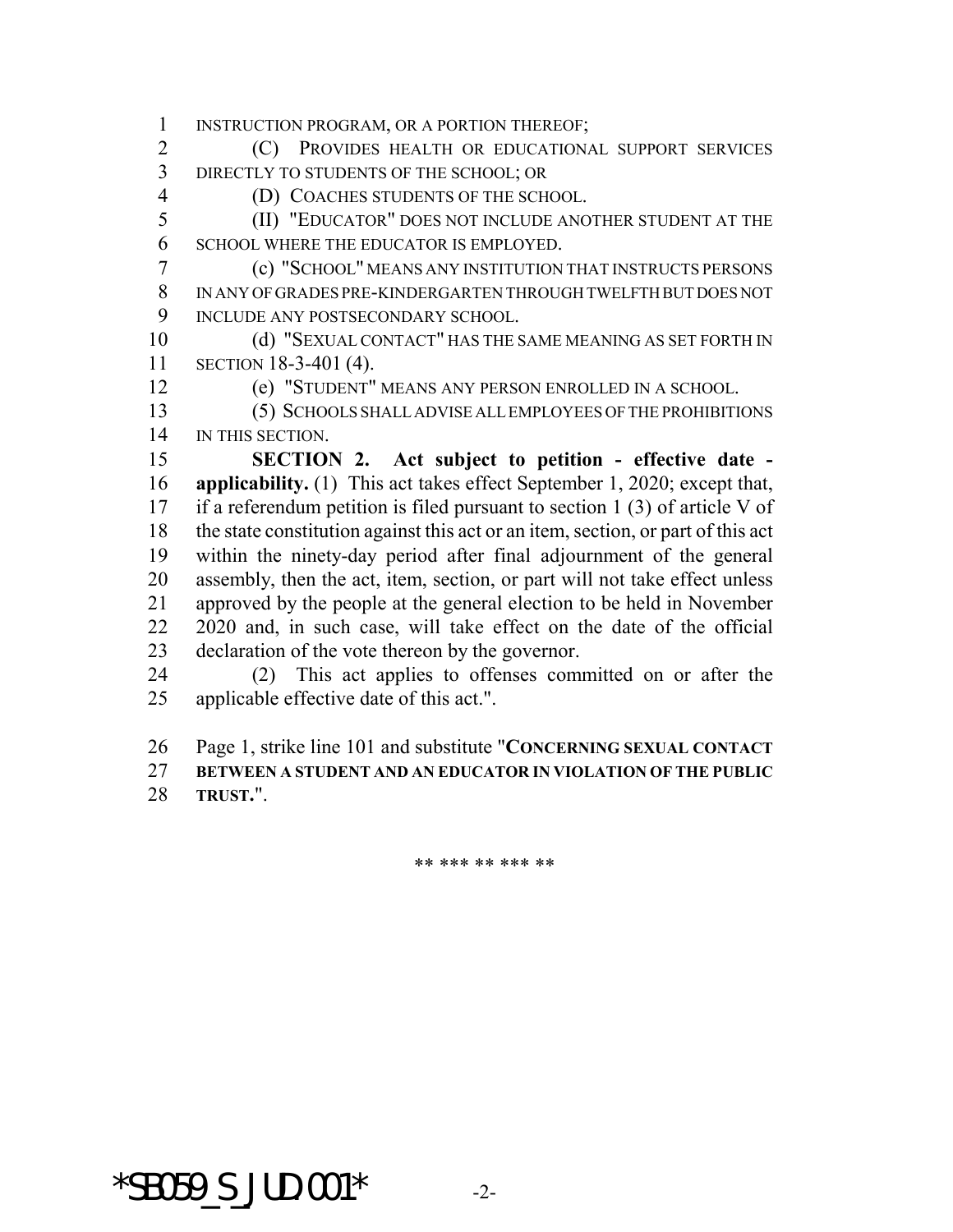INSTRUCTION PROGRAM, OR A PORTION THEREOF;

(C) PROVIDES HEALTH OR EDUCATIONAL SUPPORT SERVICES DIRECTLY TO STUDENTS OF THE SCHOOL; OR

(D) COACHES STUDENTS OF THE SCHOOL.

(II) "EDUCATOR" DOES NOT INCLUDE ANOTHER STUDENT AT THE SCHOOL WHERE THE EDUCATOR IS EMPLOYED.

(c) "SCHOOL" MEANS ANY INSTITUTION THAT INSTRUCTS PERSONS IN ANY OF GRADES PRE-KINDERGARTEN THROUGH TWELFTH BUT DOES NOT INCLUDE ANY POSTSECONDARY SCHOOL.

(d) "SEXUAL CONTACT" HAS THE SAME MEANING AS SET FORTH IN SECTION 18-3-401 (4).

(e) "STUDENT" MEANS ANY PERSON ENROLLED IN A SCHOOL.

(5) SCHOOLS SHALL ADVISE ALL EMPLOYEES OF THE PROHIBITIONS IN THIS SECTION.

**SECTION 2. Act subject to petition - effective date - applicability.** (1) This act takes effect September 1, 2020; except that, if a referendum petition is filed pursuant to section 1 (3) of article V of the state constitution against this act or an item, section, or part of this act within the ninety-day period after final adjournment of the general assembly, then the act, item, section, or part will not take effect unless approved by the people at the general election to be held in November 2020 and, in such case, will take effect on the date of the official declaration of the vote thereon by the governor.

(2) This act applies to offenses committed on or after the applicable effective date of this act.".

Page 1, strike line 101 and substitute "**CONCERNING SEXUAL CONTACT BETWEEN A STUDENT AND AN EDUCATOR IN VIOLATION OF THE PUBLIC TRUST.**".

** *** ** *** **

*SB059_S_JUD.001*